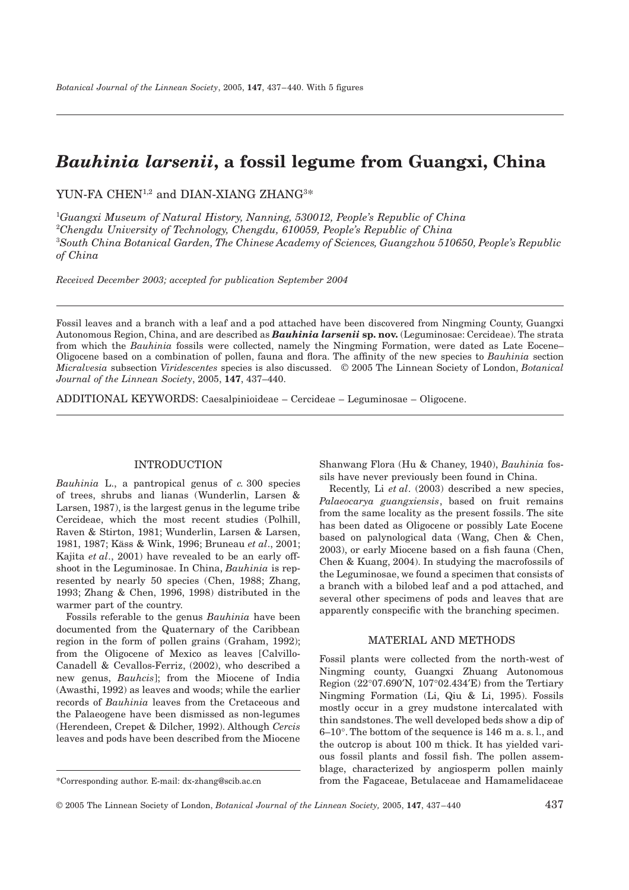# *Bauhinia larsenii*, a fossil legume from Guangxi, China

YUN-FA CHEN[1,2] and DIAN-XIANG ZHANG[3]*

[1]*Guangxi Museum of Natural History, Nanning, 530012, People's Republic of China*
[2]*Chengdu University of Technology, Chengdu, 610059, People's Republic of China*
[3]*South China Botanical Garden, The Chinese Academy of Sciences, Guangzhou 510650, People's Republic of China*

*Received December 2003; accepted for publication September 2004*

Fossil leaves and a branch with a leaf and a pod attached have been discovered from Ningming County, Guangxi Autonomous Region, China, and are described as ***Bauhinia larsenii* sp. nov.** (Leguminosae: Cercideae). The strata from which the *Bauhinia* fossils were collected, namely the Ningming Formation, were dated as Late Eocene–Oligocene based on a combination of pollen, fauna and flora. The affinity of the new species to *Bauhinia* section *Micralvesia* subsection *Viridescentes* species is also discussed. © 2005 The Linnean Society of London, *Botanical Journal of the Linnean Society*, 2005, **147**, 437–440.

ADDITIONAL KEYWORDS: Caesalpinioideae – Cercideae – Leguminosae – Oligocene.

## INTRODUCTION

*Bauhinia* L., a pantropical genus of *c.* 300 species of trees, shrubs and lianas (Wunderlin, Larsen & Larsen, 1987), is the largest genus in the legume tribe Cercideae, which the most recent studies (Polhill, Raven & Stirton, 1981; Wunderlin, Larsen & Larsen, 1981, 1987; Käss & Wink, 1996; Bruneau *et al*., 2001; Kajita *et al*., 2001) have revealed to be an early offshoot in the Leguminosae. In China, *Bauhinia* is represented by nearly 50 species (Chen, 1988; Zhang, 1993; Zhang & Chen, 1996, 1998) distributed in the warmer part of the country.

Fossils referable to the genus *Bauhinia* have been documented from the Quaternary of the Caribbean region in the form of pollen grains (Graham, 1992); from the Oligocene of Mexico as leaves [Calvillo-Canadell & Cevallos-Ferriz, (2002), who described a new genus, *Bauhcis*]; from the Miocene of India (Awasthi, 1992) as leaves and woods; while the earlier records of *Bauhinia* leaves from the Cretaceous and the Palaeogene have been dismissed as non-legumes (Herendeen, Crepet & Dilcher, 1992). Although *Cercis* leaves and pods have been described from the Miocene Shanwang Flora (Hu & Chaney, 1940), *Bauhinia* fossils have never previously been found in China.

Recently, Li *et al*. (2003) described a new species, *Palaeocarya guangxiensis*, based on fruit remains from the same locality as the present fossils. The site has been dated as Oligocene or possibly Late Eocene based on palynological data (Wang, Chen & Chen, 2003), or early Miocene based on a fish fauna (Chen, Chen & Kuang, 2004). In studying the macrofossils of the Leguminosae, we found a specimen that consists of a branch with a bilobed leaf and a pod attached, and several other specimens of pods and leaves that are apparently conspecific with the branching specimen.

## MATERIAL AND METHODS

Fossil plants were collected from the north-west of Ningming county, Guangxi Zhuang Autonomous Region (22°07.690′N, 107°02.434′E) from the Tertiary Ningming Formation (Li, Qiu & Li, 1995). Fossils mostly occur in a grey mudstone intercalated with thin sandstones. The well developed beds show a dip of 6–10°. The bottom of the sequence is 146 m a. s. l., and the outcrop is about 100 m thick. It has yielded various fossil plants and fossil fish. The pollen assemblage, characterized by angiosperm pollen mainly from the Fagaceae, Betulaceae and Hamamelidaceae

*Corresponding author. E-mail: dx-zhang@scib.ac.cn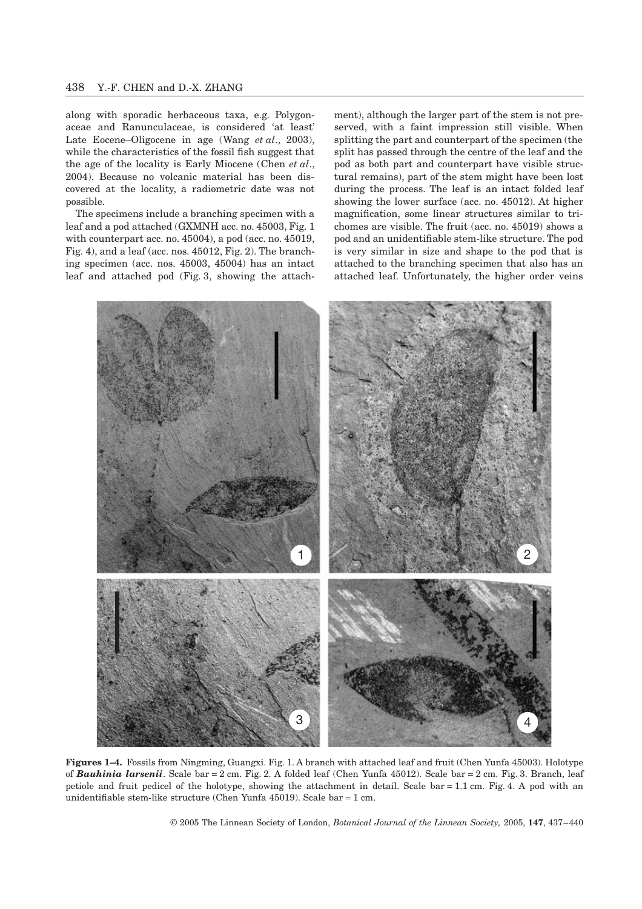along with sporadic herbaceous taxa, e.g. Polygonaceae and Ranunculaceae, is considered 'at least' Late Eocene–Oligocene in age (Wang *et al*., 2003), while the characteristics of the fossil fish suggest that the age of the locality is Early Miocene (Chen *et al*., 2004). Because no volcanic material has been discovered at the locality, a radiometric date was not possible.

The specimens include a branching specimen with a leaf and a pod attached (GXMNH acc. no. 45003, Fig. 1 with counterpart acc. no. 45004), a pod (acc. no. 45019, Fig. 4), and a leaf (acc. nos. 45012, Fig. 2). The branching specimen (acc. nos. 45003, 45004) has an intact leaf and attached pod (Fig. 3, showing the attachment), although the larger part of the stem is not preserved, with a faint impression still visible. When splitting the part and counterpart of the specimen (the split has passed through the centre of the leaf and the pod as both part and counterpart have visible structural remains), part of the stem might have been lost during the process. The leaf is an intact folded leaf showing the lower surface (acc. no. 45012). At higher magnification, some linear structures similar to trichomes are visible. The fruit (acc. no. 45019) shows a pod and an unidentifiable stem-like structure. The pod is very similar in size and shape to the pod that is attached to the branching specimen that also has an attached leaf. Unfortunately, the higher order veins

**Figures 1–4.** Fossils from Ningming, Guangxi. Fig. 1. A branch with attached leaf and fruit (Chen Yunfa 45003). Holotype of ***Bauhinia larsenii***. Scale bar = 2 cm. Fig. 2. A folded leaf (Chen Yunfa 45012). Scale bar = 2 cm. Fig. 3. Branch, leaf petiole and fruit pedicel of the holotype, showing the attachment in detail. Scale bar = 1.1 cm. Fig. 4. A pod with an unidentifiable stem-like structure (Chen Yunfa 45019). Scale bar = 1 cm.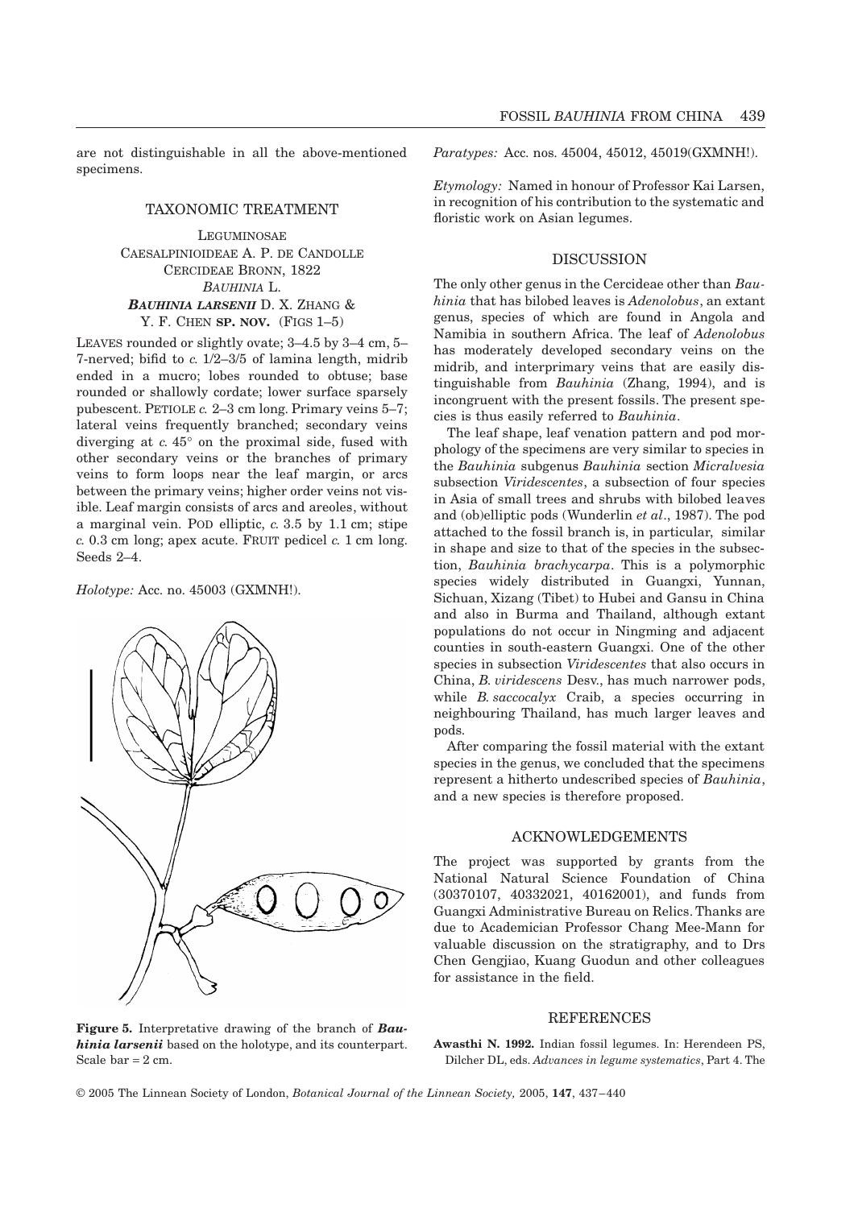are not distinguishable in all the above-mentioned specimens.

## TAXONOMIC TREATMENT

LEGUMINOSAE
CAESALPINIOIDEAE A. P. DE CANDOLLE
CERCIDEAE BRONN, 1822
*BAUHINIA* L.
***BAUHINIA LARSENII*** D. X. ZHANG & Y. F. CHEN **SP. NOV.** (FIGS 1–5)

LEAVES rounded or slightly ovate; 3–4.5 by 3–4 cm, 5–7-nerved; bifid to *c.* 1/2–3/5 of lamina length, midrib ended in a mucro; lobes rounded to obtuse; base rounded or shallowly cordate; lower surface sparsely pubescent. PETIOLE *c.* 2–3 cm long. Primary veins 5–7; lateral veins frequently branched; secondary veins diverging at *c.* 45° on the proximal side, fused with other secondary veins or the branches of primary veins to form loops near the leaf margin, or arcs between the primary veins; higher order veins not visible. Leaf margin consists of arcs and areoles, without a marginal vein. POD elliptic, *c.* 3.5 by 1.1 cm; stipe *c.* 0.3 cm long; apex acute. FRUIT pedicel *c.* 1 cm long. Seeds 2–4.

*Holotype:* Acc. no. 45003 (GXMNH!).

**Figure 5.** Interpretative drawing of the branch of ***Bauhinia larsenii*** based on the holotype, and its counterpart. Scale bar = 2 cm.

*Paratypes:* Acc. nos. 45004, 45012, 45019(GXMNH!).

*Etymology:* Named in honour of Professor Kai Larsen, in recognition of his contribution to the systematic and floristic work on Asian legumes.

## DISCUSSION

The only other genus in the Cercideae other than *Bauhinia* that has bilobed leaves is *Adenolobus*, an extant genus, species of which are found in Angola and Namibia in southern Africa. The leaf of *Adenolobus* has moderately developed secondary veins on the midrib, and interprimary veins that are easily distinguishable from *Bauhinia* (Zhang, 1994), and is incongruent with the present fossils. The present species is thus easily referred to *Bauhinia*.

The leaf shape, leaf venation pattern and pod morphology of the specimens are very similar to species in the *Bauhinia* subgenus *Bauhinia* section *Micralvesia* subsection *Viridescentes*, a subsection of four species in Asia of small trees and shrubs with bilobed leaves and (ob)elliptic pods (Wunderlin *et al*., 1987). The pod attached to the fossil branch is, in particular, similar in shape and size to that of the species in the subsection, *Bauhinia brachycarpa*. This is a polymorphic species widely distributed in Guangxi, Yunnan, Sichuan, Xizang (Tibet) to Hubei and Gansu in China and also in Burma and Thailand, although extant populations do not occur in Ningming and adjacent counties in south-eastern Guangxi. One of the other species in subsection *Viridescentes* that also occurs in China, *B. viridescens* Desv., has much narrower pods, while *B. saccocalyx* Craib, a species occurring in neighbouring Thailand, has much larger leaves and pods.

After comparing the fossil material with the extant species in the genus, we concluded that the specimens represent a hitherto undescribed species of *Bauhinia*, and a new species is therefore proposed.

## ACKNOWLEDGEMENTS

The project was supported by grants from the National Natural Science Foundation of China (30370107, 40332021, 40162001), and funds from Guangxi Administrative Bureau on Relics. Thanks are due to Academician Professor Chang Mee-Mann for valuable discussion on the stratigraphy, and to Drs Chen Gengjiao, Kuang Guodun and other colleagues for assistance in the field.

## REFERENCES

**Awasthi N. 1992.** Indian fossil legumes. In: Herendeen PS, Dilcher DL, eds. *Advances in legume systematics*, Part 4. The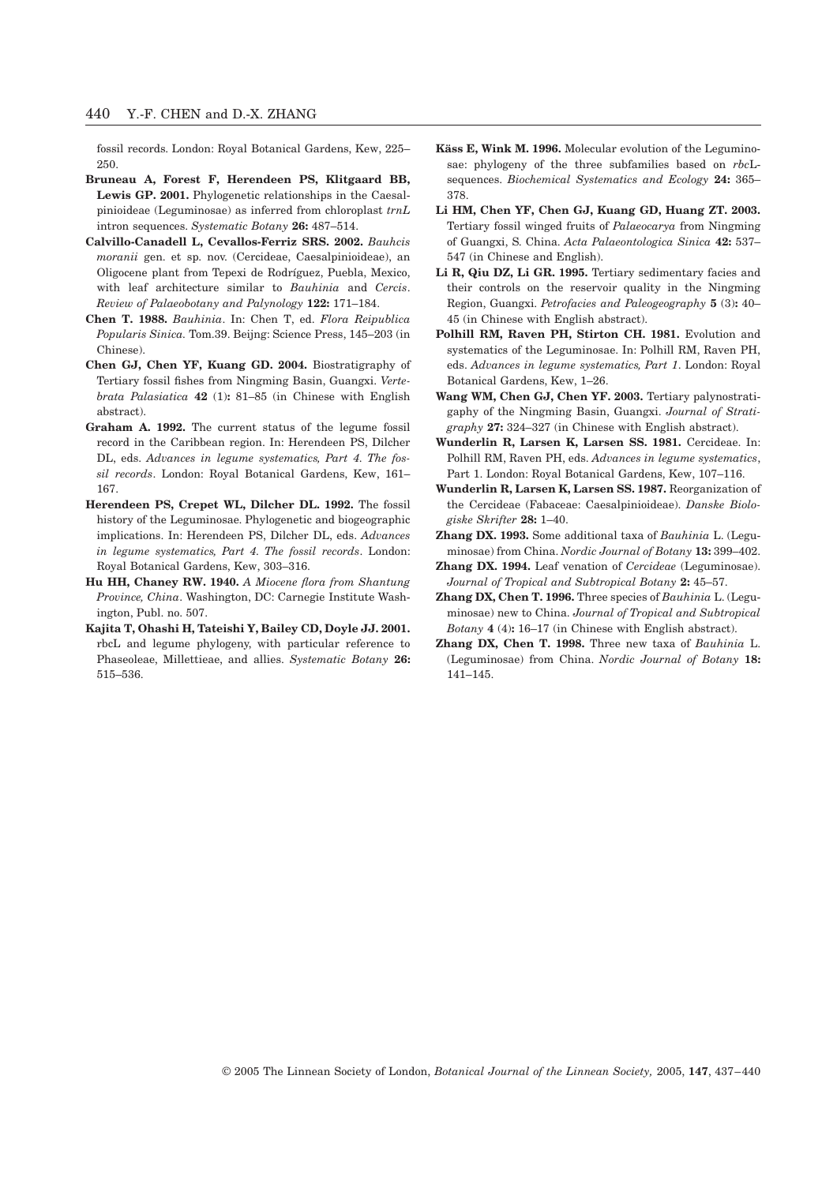fossil records. London: Royal Botanical Gardens, Kew, 225–250.

**Bruneau A, Forest F, Herendeen PS, Klitgaard BB, Lewis GP. 2001.** Phylogenetic relationships in the Caesalpinioideae (Leguminosae) as inferred from chloroplast *trnL* intron sequences. *Systematic Botany* **26:** 487–514.

**Calvillo-Canadell L, Cevallos-Ferriz SRS. 2002.** *Bauhcis moranii* gen. et sp. nov. (Cercideae, Caesalpinioideae), an Oligocene plant from Tepexi de Rodríguez, Puebla, Mexico, with leaf architecture similar to *Bauhinia* and *Cercis*. *Review of Palaeobotany and Palynology* **122:** 171–184.

**Chen T. 1988.** *Bauhinia*. In: Chen T, ed. *Flora Reipublica Popularis Sinica*. Tom.39. Beijng: Science Press, 145–203 (in Chinese).

**Chen GJ, Chen YF, Kuang GD. 2004.** Biostratigraphy of Tertiary fossil fishes from Ningming Basin, Guangxi. *Vertebrata Palasiatica* **42** (1)**:** 81–85 (in Chinese with English abstract).

**Graham A. 1992.** The current status of the legume fossil record in the Caribbean region. In: Herendeen PS, Dilcher DL, eds. *Advances in legume systematics, Part 4. The fossil records*. London: Royal Botanical Gardens, Kew, 161–167.

**Herendeen PS, Crepet WL, Dilcher DL. 1992.** The fossil history of the Leguminosae. Phylogenetic and biogeographic implications. In: Herendeen PS, Dilcher DL, eds. *Advances in legume systematics, Part 4. The fossil records*. London: Royal Botanical Gardens, Kew, 303–316.

**Hu HH, Chaney RW. 1940.** *A Miocene flora from Shantung Province, China*. Washington, DC: Carnegie Institute Washington, Publ. no. 507.

**Kajita T, Ohashi H, Tateishi Y, Bailey CD, Doyle JJ. 2001.** rbcL and legume phylogeny, with particular reference to Phaseoleae, Millettieae, and allies. *Systematic Botany* **26:** 515–536.

**Käss E, Wink M. 1996.** Molecular evolution of the Leguminosae: phylogeny of the three subfamilies based on *rbc*L-sequences. *Biochemical Systematics and Ecology* **24:** 365–378.

**Li HM, Chen YF, Chen GJ, Kuang GD, Huang ZT. 2003.** Tertiary fossil winged fruits of *Palaeocarya* from Ningming of Guangxi, S. China. *Acta Palaeontologica Sinica* **42:** 537–547 (in Chinese and English).

**Li R, Qiu DZ, Li GR. 1995.** Tertiary sedimentary facies and their controls on the reservoir quality in the Ningming Region, Guangxi. *Petrofacies and Paleogeography* **5** (3)**:** 40–45 (in Chinese with English abstract).

**Polhill RM, Raven PH, Stirton CH. 1981.** Evolution and systematics of the Leguminosae. In: Polhill RM, Raven PH, eds. *Advances in legume systematics, Part 1*. London: Royal Botanical Gardens, Kew, 1–26.

**Wang WM, Chen GJ, Chen YF. 2003.** Tertiary palynostratigaphy of the Ningming Basin, Guangxi. *Journal of Stratigraphy* **27:** 324–327 (in Chinese with English abstract).

**Wunderlin R, Larsen K, Larsen SS. 1981.** Cercideae. In: Polhill RM, Raven PH, eds. *Advances in legume systematics*, Part 1. London: Royal Botanical Gardens, Kew, 107–116.

**Wunderlin R, Larsen K, Larsen SS. 1987.** Reorganization of the Cercideae (Fabaceae: Caesalpinioideae). *Danske Biologiske Skrifter* **28:** 1–40.

**Zhang DX. 1993.** Some additional taxa of *Bauhinia* L. (Leguminosae) from China. *Nordic Journal of Botany* **13:** 399–402.

**Zhang DX. 1994.** Leaf venation of *Cercideae* (Leguminosae). *Journal of Tropical and Subtropical Botany* **2:** 45–57.

**Zhang DX, Chen T. 1996.** Three species of *Bauhinia* L. (Leguminosae) new to China. *Journal of Tropical and Subtropical Botany* **4** (4)**:** 16–17 (in Chinese with English abstract).

**Zhang DX, Chen T. 1998.** Three new taxa of *Bauhinia* L. (Leguminosae) from China. *Nordic Journal of Botany* **18:** 141–145.